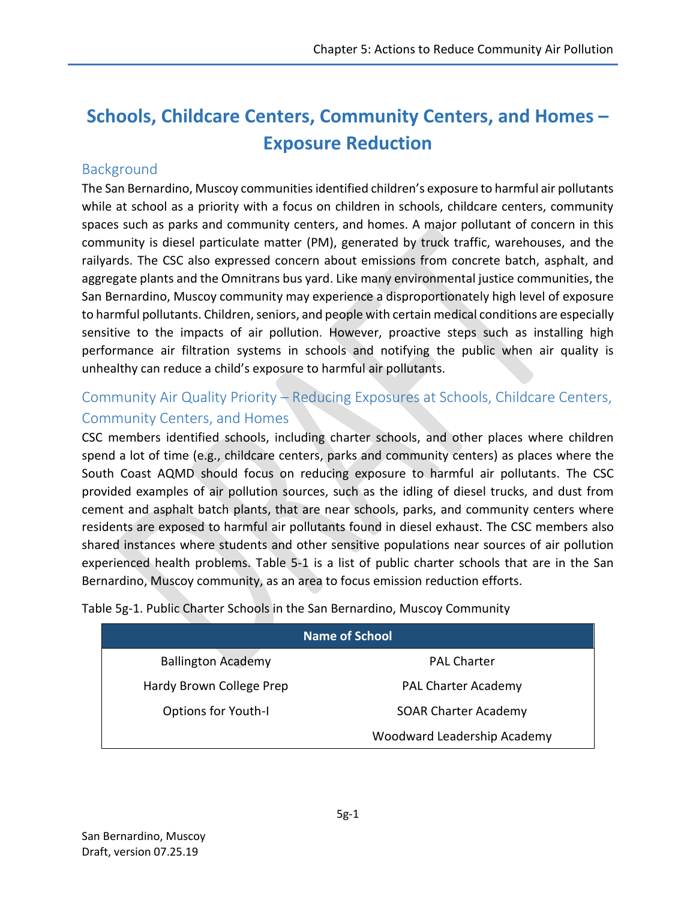# Schools, Childcare Centers, Community Centers, and Homes – Exposure Reduction

## Background

The San Bernardino, Muscoy communities identified children's exposure to harmful air pollutants while at school as a priority with a focus on children in schools, childcare centers, community spaces such as parks and community centers, and homes. A major pollutant of concern in this community is diesel particulate matter (PM), generated by truck traffic, warehouses, and the railyards. The CSC also expressed concern about emissions from concrete batch, asphalt, and aggregate plants and the Omnitrans bus yard. Like many environmental justice communities, the San Bernardino, Muscoy community may experience a disproportionately high level of exposure to harmful pollutants. Children, seniors, and people with certain medical conditions are especially sensitive to the impacts of air pollution. However, proactive steps such as installing high performance air filtration systems in schools and notifying the public when air quality is unhealthy can reduce a child's exposure to harmful air pollutants.

## Community Air Quality Priority – Reducing Exposures at Schools, Childcare Centers, Community Centers, and Homes

CSC members identified schools, including charter schools, and other places where children spend a lot of time (e.g., childcare centers, parks and community centers) as places where the South Coast AQMD should focus on reducing exposure to harmful air pollutants. The CSC provided examples of air pollution sources, such as the idling of diesel trucks, and dust from cement and asphalt batch plants, that are near schools, parks, and community centers where residents are exposed to harmful air pollutants found in diesel exhaust. The CSC members also shared instances where students and other sensitive populations near sources of air pollution experienced health problems. Table 5-1 is a list of public charter schools that are in the San Bernardino, Muscoy community, as an area to focus emission reduction efforts.

Table 5g-1. Public Charter Schools in the San Bernardino, Muscoy Community

| Name of School | |
|---|---|
| Ballington Academy | PAL Charter |
| Hardy Brown College Prep | PAL Charter Academy |
| Options for Youth-I | SOAR Charter Academy |
| | Woodward Leadership Academy |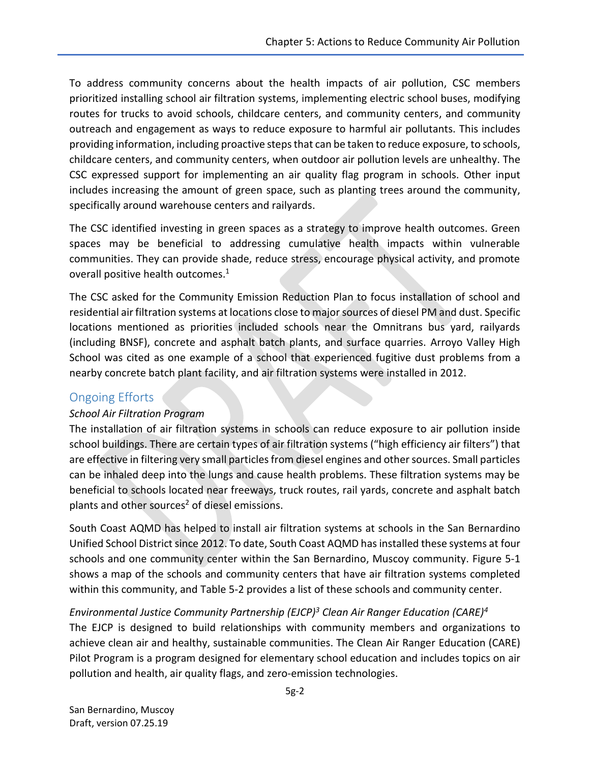To address community concerns about the health impacts of air pollution, CSC members prioritized installing school air filtration systems, implementing electric school buses, modifying routes for trucks to avoid schools, childcare centers, and community centers, and community outreach and engagement as ways to reduce exposure to harmful air pollutants. This includes providing information, including proactive steps that can be taken to reduce exposure, to schools, childcare centers, and community centers, when outdoor air pollution levels are unhealthy. The CSC expressed support for implementing an air quality flag program in schools. Other input includes increasing the amount of green space, such as planting trees around the community, specifically around warehouse centers and railyards.

The CSC identified investing in green spaces as a strategy to improve health outcomes. Green spaces may be beneficial to addressing cumulative health impacts within vulnerable communities. They can provide shade, reduce stress, encourage physical activity, and promote overall positive health outcomes.[1]

The CSC asked for the Community Emission Reduction Plan to focus installation of school and residential air filtration systems at locations close to major sources of diesel PM and dust. Specific locations mentioned as priorities included schools near the Omnitrans bus yard, railyards (including BNSF), concrete and asphalt batch plants, and surface quarries. Arroyo Valley High School was cited as one example of a school that experienced fugitive dust problems from a nearby concrete batch plant facility, and air filtration systems were installed in 2012.

## Ongoing Efforts

*School Air Filtration Program*

The installation of air filtration systems in schools can reduce exposure to air pollution inside school buildings. There are certain types of air filtration systems ("high efficiency air filters") that are effective in filtering very small particles from diesel engines and other sources. Small particles can be inhaled deep into the lungs and cause health problems. These filtration systems may be beneficial to schools located near freeways, truck routes, rail yards, concrete and asphalt batch plants and other sources[2] of diesel emissions.

South Coast AQMD has helped to install air filtration systems at schools in the San Bernardino Unified School District since 2012. To date, South Coast AQMD has installed these systems at four schools and one community center within the San Bernardino, Muscoy community. Figure 5-1 shows a map of the schools and community centers that have air filtration systems completed within this community, and Table 5-2 provides a list of these schools and community center.

*Environmental Justice Community Partnership (EJCP)[3] Clean Air Ranger Education (CARE)[4]*

The EJCP is designed to build relationships with community members and organizations to achieve clean air and healthy, sustainable communities. The Clean Air Ranger Education (CARE) Pilot Program is a program designed for elementary school education and includes topics on air pollution and health, air quality flags, and zero-emission technologies.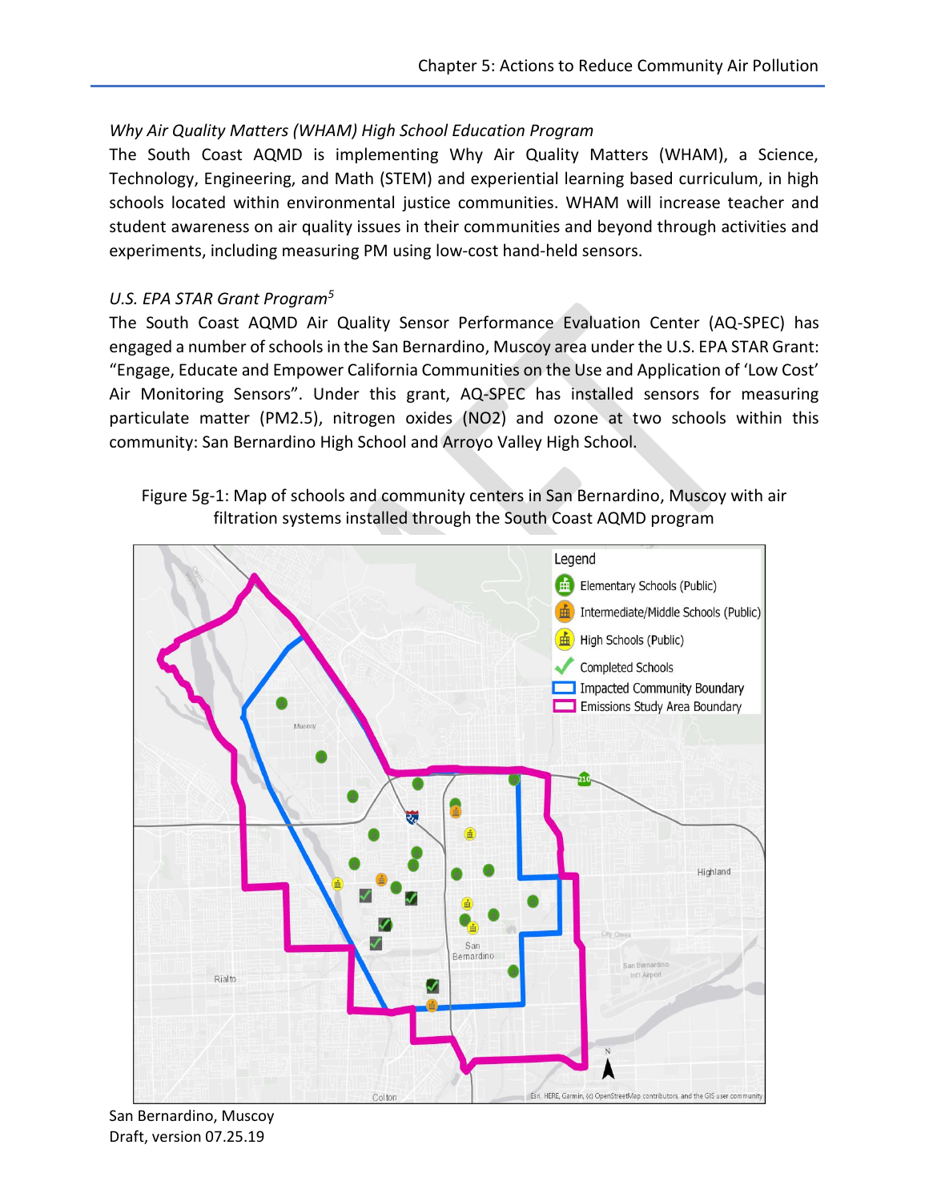*Why Air Quality Matters (WHAM) High School Education Program*

The South Coast AQMD is implementing Why Air Quality Matters (WHAM), a Science, Technology, Engineering, and Math (STEM) and experiential learning based curriculum, in high schools located within environmental justice communities. WHAM will increase teacher and student awareness on air quality issues in their communities and beyond through activities and experiments, including measuring PM using low-cost hand-held sensors.

*U.S. EPA STAR Grant Program*[5]

The South Coast AQMD Air Quality Sensor Performance Evaluation Center (AQ-SPEC) has engaged a number of schools in the San Bernardino, Muscoy area under the U.S. EPA STAR Grant: "Engage, Educate and Empower California Communities on the Use and Application of 'Low Cost' Air Monitoring Sensors". Under this grant, AQ-SPEC has installed sensors for measuring particulate matter (PM2.5), nitrogen oxides (NO2) and ozone at two schools within this community: San Bernardino High School and Arroyo Valley High School.

Figure 5g-1: Map of schools and community centers in San Bernardino, Muscoy with air filtration systems installed through the South Coast AQMD program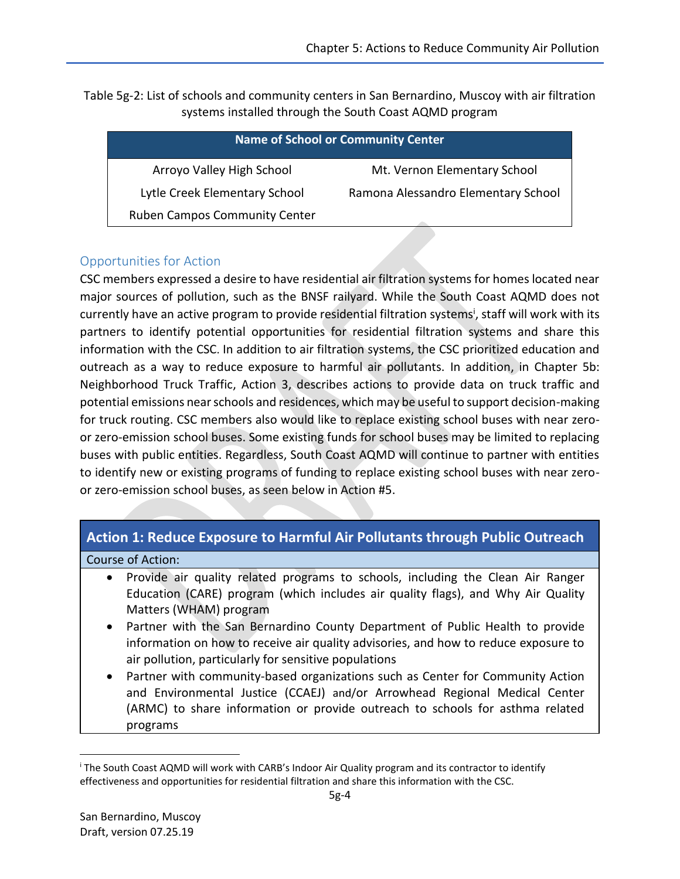Table 5g-2: List of schools and community centers in San Bernardino, Muscoy with air filtration systems installed through the South Coast AQMD program

| Name of School or Community Center | |
|---|---|
| Arroyo Valley High School | Mt. Vernon Elementary School |
| Lytle Creek Elementary School | Ramona Alessandro Elementary School |
| Ruben Campos Community Center | |

### Opportunities for Action

CSC members expressed a desire to have residential air filtration systems for homes located near major sources of pollution, such as the BNSF railyard. While the South Coast AQMD does not currently have an active program to provide residential filtration systems[i], staff will work with its partners to identify potential opportunities for residential filtration systems and share this information with the CSC. In addition to air filtration systems, the CSC prioritized education and outreach as a way to reduce exposure to harmful air pollutants. In addition, in Chapter 5b: Neighborhood Truck Traffic, Action 3, describes actions to provide data on truck traffic and potential emissions near schools and residences, which may be useful to support decision-making for truck routing. CSC members also would like to replace existing school buses with near zero- or zero-emission school buses. Some existing funds for school buses may be limited to replacing buses with public entities. Regardless, South Coast AQMD will continue to partner with entities to identify new or existing programs of funding to replace existing school buses with near zero- or zero-emission school buses, as seen below in Action #5.

| **Action 1: Reduce Exposure to Harmful Air Pollutants through Public Outreach** |
|---|
| Course of Action: |
| • Provide air quality related programs to schools, including the Clean Air Ranger Education (CARE) program (which includes air quality flags), and Why Air Quality Matters (WHAM) program<br>• Partner with the San Bernardino County Department of Public Health to provide information on how to receive air quality advisories, and how to reduce exposure to air pollution, particularly for sensitive populations<br>• Partner with community-based organizations such as Center for Community Action and Environmental Justice (CCAEJ) and/or Arrowhead Regional Medical Center (ARMC) to share information or provide outreach to schools for asthma related programs |

[i] The South Coast AQMD will work with CARB's Indoor Air Quality program and its contractor to identify effectiveness and opportunities for residential filtration and share this information with the CSC.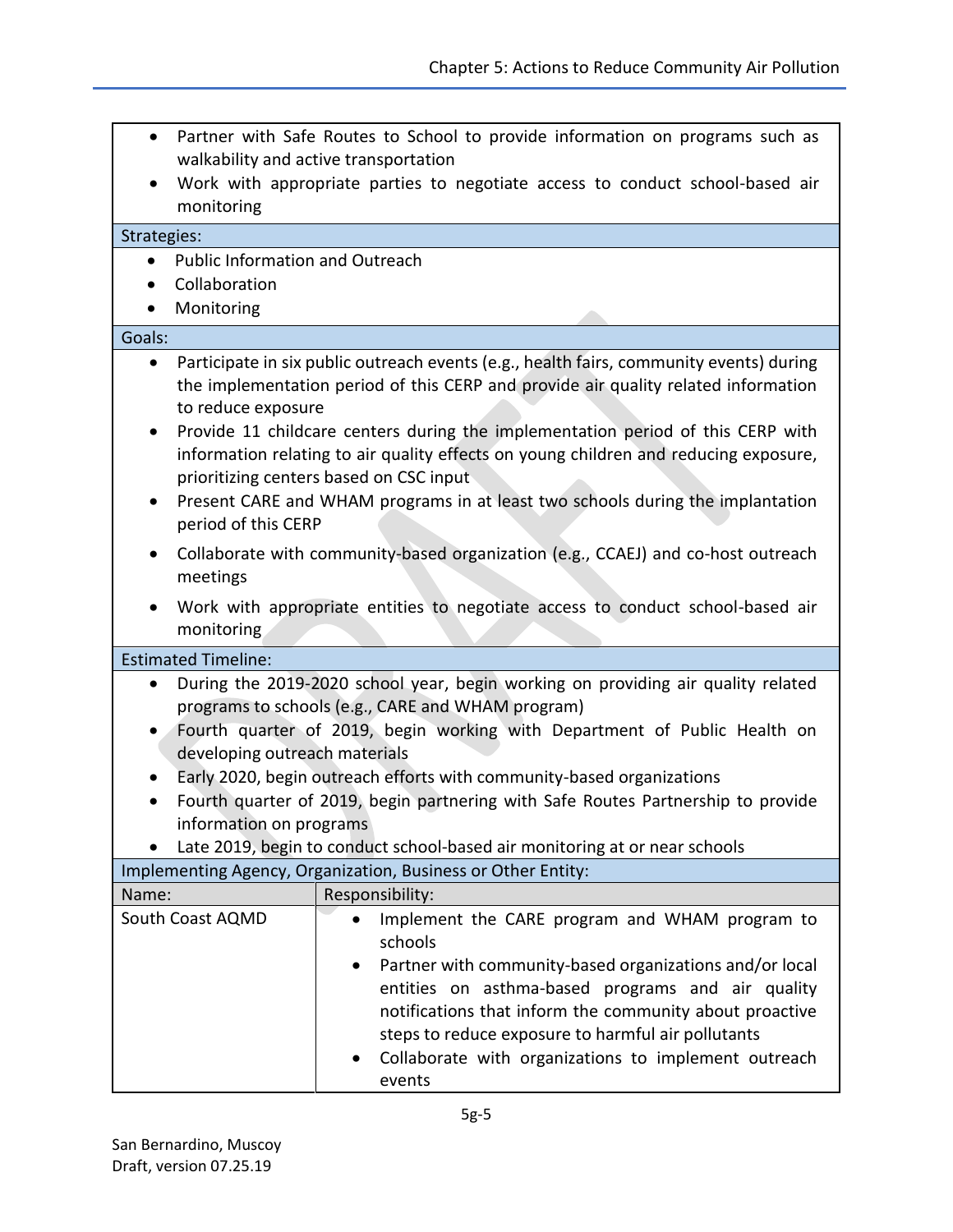- Partner with Safe Routes to School to provide information on programs such as walkability and active transportation
- Work with appropriate parties to negotiate access to conduct school-based air monitoring

**Strategies:**

- Public Information and Outreach
- Collaboration
- Monitoring

**Goals:**

- Participate in six public outreach events (e.g., health fairs, community events) during the implementation period of this CERP and provide air quality related information to reduce exposure
- Provide 11 childcare centers during the implementation period of this CERP with information relating to air quality effects on young children and reducing exposure, prioritizing centers based on CSC input
- Present CARE and WHAM programs in at least two schools during the implantation period of this CERP
- Collaborate with community-based organization (e.g., CCAEJ) and co-host outreach meetings
- Work with appropriate entities to negotiate access to conduct school-based air monitoring

**Estimated Timeline:**

- During the 2019-2020 school year, begin working on providing air quality related programs to schools (e.g., CARE and WHAM program)
- Fourth quarter of 2019, begin working with Department of Public Health on developing outreach materials
- Early 2020, begin outreach efforts with community-based organizations
- Fourth quarter of 2019, begin partnering with Safe Routes Partnership to provide information on programs
- Late 2019, begin to conduct school-based air monitoring at or near schools

**Implementing Agency, Organization, Business or Other Entity:**

| Name: | Responsibility: |
|---|---|
| South Coast AQMD | • Implement the CARE program and WHAM program to schools<br>• Partner with community-based organizations and/or local entities on asthma-based programs and air quality notifications that inform the community about proactive steps to reduce exposure to harmful air pollutants<br>• Collaborate with organizations to implement outreach events |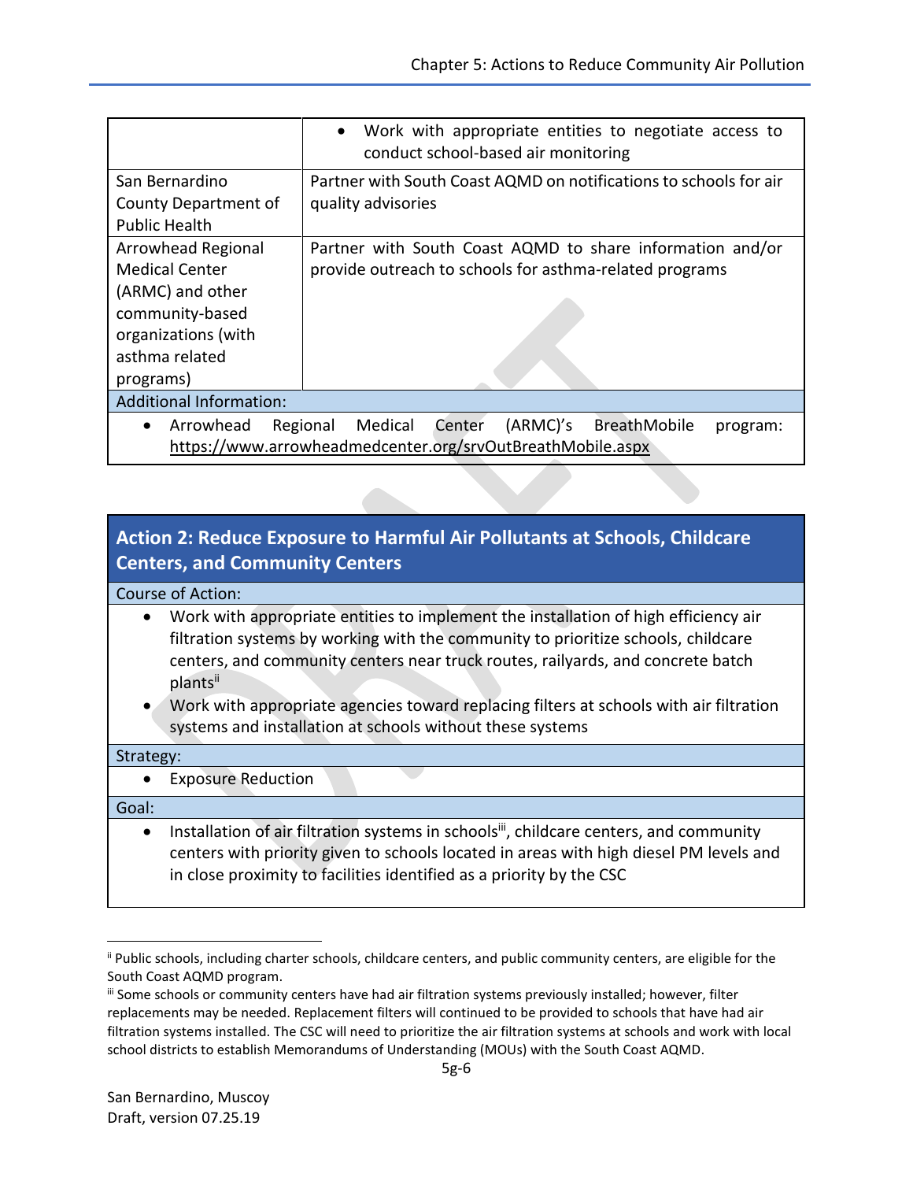| | |
|---|---|
| | • Work with appropriate entities to negotiate access to conduct school-based air monitoring |
| San Bernardino County Department of Public Health | Partner with South Coast AQMD on notifications to schools for air quality advisories |
| Arrowhead Regional Medical Center (ARMC) and other community-based organizations (with asthma related programs) | Partner with South Coast AQMD to share information and/or provide outreach to schools for asthma-related programs |

Additional Information:

- Arrowhead Regional Medical Center (ARMC)'s BreathMobile program: https://www.arrowheadmedcenter.org/srvOutBreathMobile.aspx

## Action 2: Reduce Exposure to Harmful Air Pollutants at Schools, Childcare Centers, and Community Centers

Course of Action:

- Work with appropriate entities to implement the installation of high efficiency air filtration systems by working with the community to prioritize schools, childcare centers, and community centers near truck routes, railyards, and concrete batch plants[ii]
- Work with appropriate agencies toward replacing filters at schools with air filtration systems and installation at schools without these systems

Strategy:

- Exposure Reduction

Goal:

- Installation of air filtration systems in schools[iii], childcare centers, and community centers with priority given to schools located in areas with high diesel PM levels and in close proximity to facilities identified as a priority by the CSC

---

[ii] Public schools, including charter schools, childcare centers, and public community centers, are eligible for the South Coast AQMD program.

[iii] Some schools or community centers have had air filtration systems previously installed; however, filter replacements may be needed. Replacement filters will continued to be provided to schools that have had air filtration systems installed. The CSC will need to prioritize the air filtration systems at schools and work with local school districts to establish Memorandums of Understanding (MOUs) with the South Coast AQMD.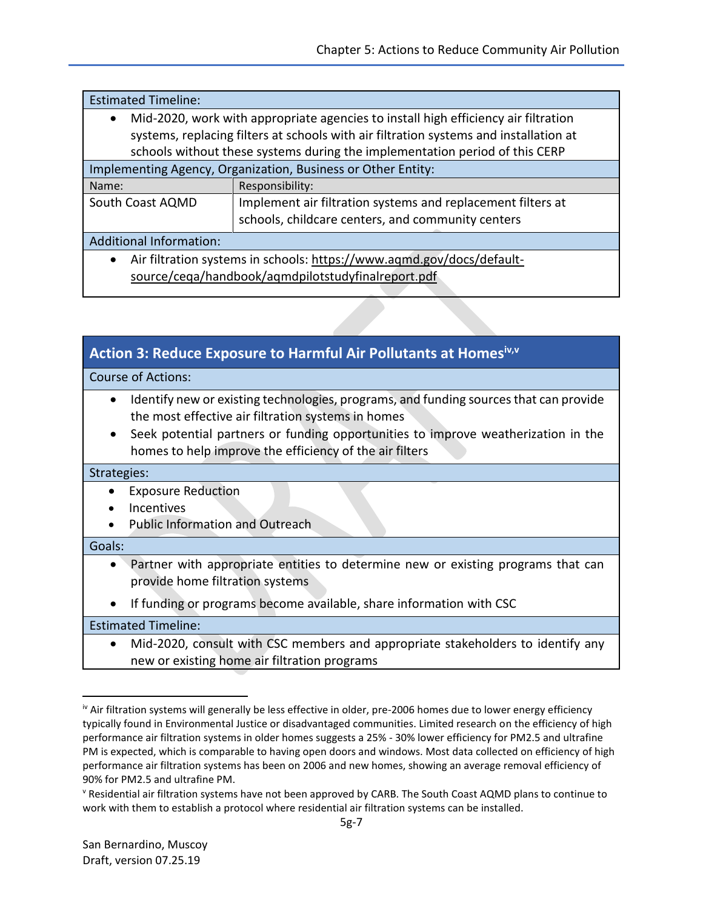| Estimated Timeline: | |
|---|---|
| • Mid-2020, work with appropriate agencies to install high efficiency air filtration systems, replacing filters at schools with air filtration systems and installation at schools without these systems during the implementation period of this CERP | |
| **Implementing Agency, Organization, Business or Other Entity:** | |
| Name: | Responsibility: |
| South Coast AQMD | Implement air filtration systems and replacement filters at schools, childcare centers, and community centers |
| **Additional Information:** | |
| • Air filtration systems in schools: https://www.aqmd.gov/docs/default-source/ceqa/handbook/aqmdpilotstudyfinalreport.pdf | |

## Action 3: Reduce Exposure to Harmful Air Pollutants at Homes[iv,v]

**Course of Actions:**

- Identify new or existing technologies, programs, and funding sources that can provide the most effective air filtration systems in homes
- Seek potential partners or funding opportunities to improve weatherization in the homes to help improve the efficiency of the air filters

**Strategies:**

- Exposure Reduction
- Incentives
- Public Information and Outreach

**Goals:**

- Partner with appropriate entities to determine new or existing programs that can provide home filtration systems
- If funding or programs become available, share information with CSC

**Estimated Timeline:**

- Mid-2020, consult with CSC members and appropriate stakeholders to identify any new or existing home air filtration programs

---

[iv] Air filtration systems will generally be less effective in older, pre-2006 homes due to lower energy efficiency typically found in Environmental Justice or disadvantaged communities. Limited research on the efficiency of high performance air filtration systems in older homes suggests a 25% - 30% lower efficiency for PM2.5 and ultrafine PM is expected, which is comparable to having open doors and windows. Most data collected on efficiency of high performance air filtration systems has been on 2006 and new homes, showing an average removal efficiency of 90% for PM2.5 and ultrafine PM.

[v] Residential air filtration systems have not been approved by CARB. The South Coast AQMD plans to continue to work with them to establish a protocol where residential air filtration systems can be installed.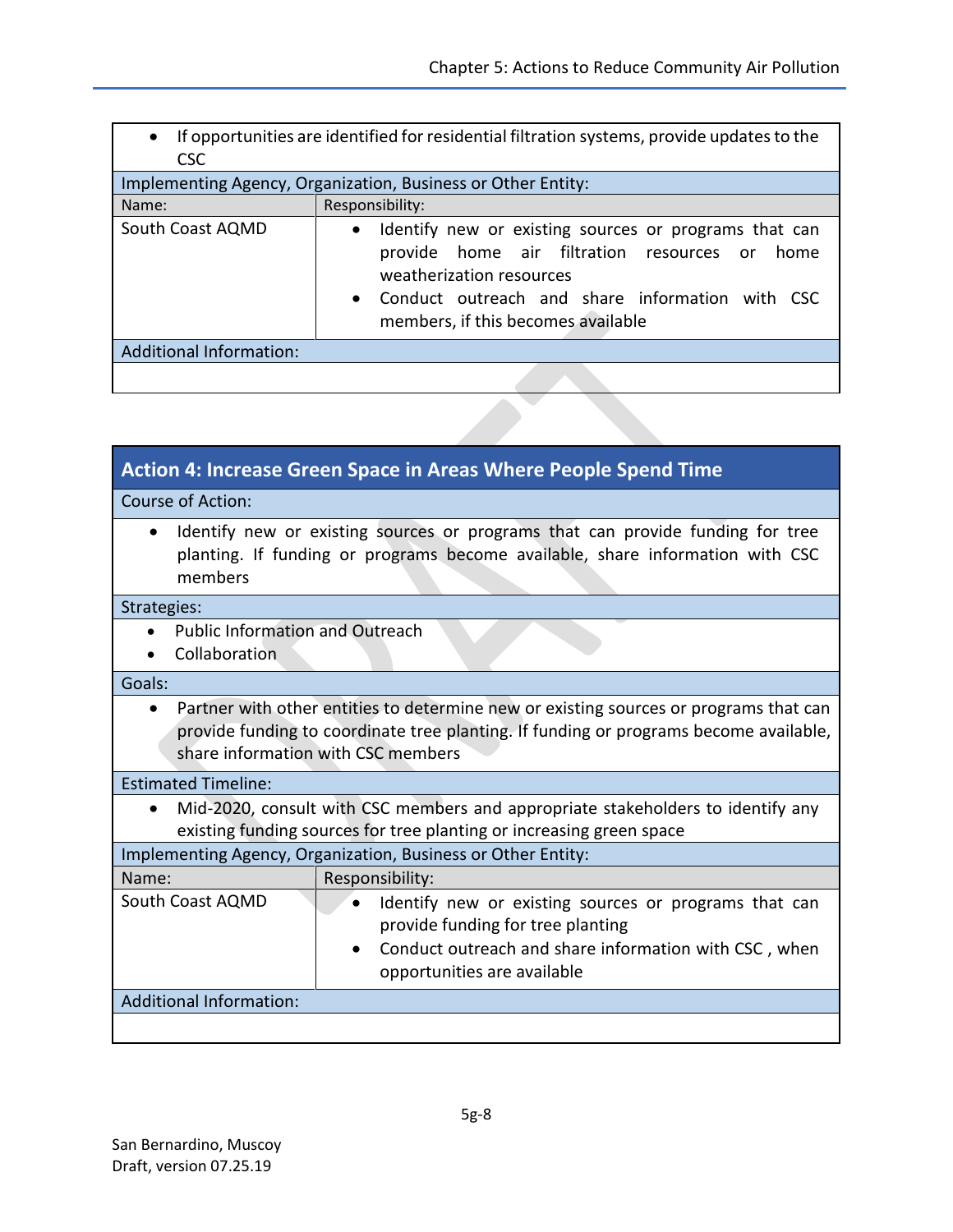- If opportunities are identified for residential filtration systems, provide updates to the CSC

| Implementing Agency, Organization, Business or Other Entity: | |
|---|---|
| **Name:** | **Responsibility:** |
| South Coast AQMD | • Identify new or existing sources or programs that can provide home air filtration resources or home weatherization resources<br>• Conduct outreach and share information with CSC members, if this becomes available |

**Additional Information:**

## Action 4: Increase Green Space in Areas Where People Spend Time

**Course of Action:**

- Identify new or existing sources or programs that can provide funding for tree planting. If funding or programs become available, share information with CSC members

**Strategies:**

- Public Information and Outreach
- Collaboration

**Goals:**

- Partner with other entities to determine new or existing sources or programs that can provide funding to coordinate tree planting. If funding or programs become available, share information with CSC members

**Estimated Timeline:**

- Mid-2020, consult with CSC members and appropriate stakeholders to identify any existing funding sources for tree planting or increasing green space

| Implementing Agency, Organization, Business or Other Entity: | |
|---|---|
| **Name:** | **Responsibility:** |
| South Coast AQMD | • Identify new or existing sources or programs that can provide funding for tree planting<br>• Conduct outreach and share information with CSC , when opportunities are available |

**Additional Information:**

San Bernardino, Muscoy
Draft, version 07.25.19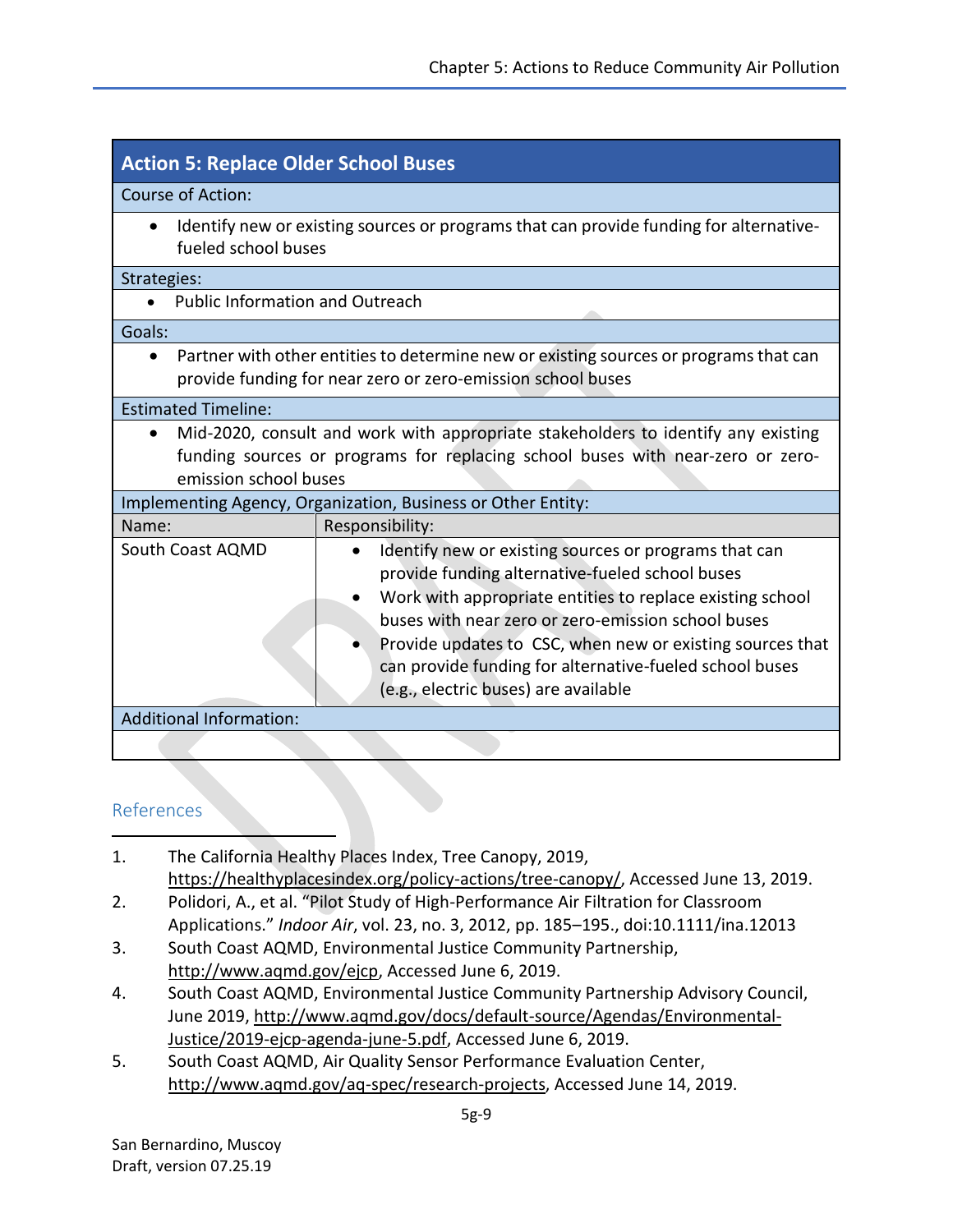| Action 5: Replace Older School Buses | |
|---|---|
| Course of Action: | |
| • Identify new or existing sources or programs that can provide funding for alternative-fueled school buses | |
| Strategies: | |
| • Public Information and Outreach | |
| Goals: | |
| • Partner with other entities to determine new or existing sources or programs that can provide funding for near zero or zero-emission school buses | |
| Estimated Timeline: | |
| • Mid-2020, consult and work with appropriate stakeholders to identify any existing funding sources or programs for replacing school buses with near-zero or zero-emission school buses | |
| Implementing Agency, Organization, Business or Other Entity: | |
| Name: | Responsibility: |
| South Coast AQMD | • Identify new or existing sources or programs that can provide funding alternative-fueled school buses<br>• Work with appropriate entities to replace existing school buses with near zero or zero-emission school buses<br>• Provide updates to CSC, when new or existing sources that can provide funding for alternative-fueled school buses (e.g., electric buses) are available |
| Additional Information: | |
| | |

## References

1. The California Healthy Places Index, Tree Canopy, 2019, https://healthyplacesindex.org/policy-actions/tree-canopy/, Accessed June 13, 2019.
2. Polidori, A., et al. "Pilot Study of High-Performance Air Filtration for Classroom Applications." *Indoor Air*, vol. 23, no. 3, 2012, pp. 185–195., doi:10.1111/ina.12013
3. South Coast AQMD, Environmental Justice Community Partnership, http://www.aqmd.gov/ejcp, Accessed June 6, 2019.
4. South Coast AQMD, Environmental Justice Community Partnership Advisory Council, June 2019, http://www.aqmd.gov/docs/default-source/Agendas/Environmental-Justice/2019-ejcp-agenda-june-5.pdf, Accessed June 6, 2019.
5. South Coast AQMD, Air Quality Sensor Performance Evaluation Center, http://www.aqmd.gov/aq-spec/research-projects, Accessed June 14, 2019.